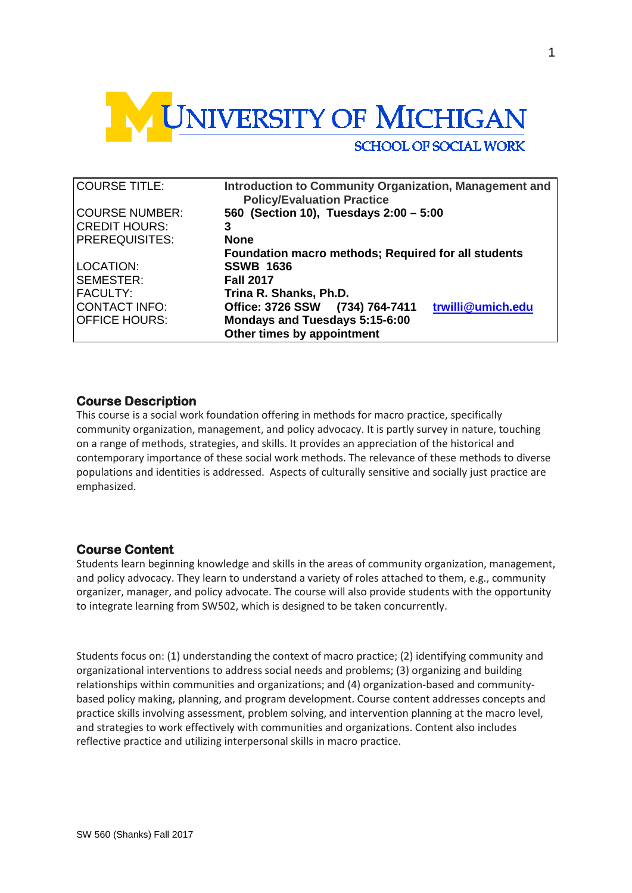# UNIVERSITY OF MICHIGAN

SCHOOL OF SOCIAL WORK

| | |
|---|---|
| COURSE TITLE: | **Introduction to Community Organization, Management and Policy/Evaluation Practice** |
| COURSE NUMBER: | **560 (Section 10), Tuesdays 2:00 – 5:00** |
| CREDIT HOURS: | **3** |
| PREREQUISITES: | **None** |
| | **Foundation macro methods; Required for all students** |
| LOCATION: | **SSWB 1636** |
| SEMESTER: | **Fall 2017** |
| FACULTY: | **Trina R. Shanks, Ph.D.** |
| CONTACT INFO: | **Office: 3726 SSW (734) 764-7411 trwilli@umich.edu** |
| OFFICE HOURS: | **Mondays and Tuesdays 5:15-6:00** |
| | **Other times by appointment** |

## Course Description

This course is a social work foundation offering in methods for macro practice, specifically community organization, management, and policy advocacy. It is partly survey in nature, touching on a range of methods, strategies, and skills. It provides an appreciation of the historical and contemporary importance of these social work methods. The relevance of these methods to diverse populations and identities is addressed. Aspects of culturally sensitive and socially just practice are emphasized.

## Course Content

Students learn beginning knowledge and skills in the areas of community organization, management, and policy advocacy. They learn to understand a variety of roles attached to them, e.g., community organizer, manager, and policy advocate. The course will also provide students with the opportunity to integrate learning from SW502, which is designed to be taken concurrently.

Students focus on: (1) understanding the context of macro practice; (2) identifying community and organizational interventions to address social needs and problems; (3) organizing and building relationships within communities and organizations; and (4) organization-based and community-based policy making, planning, and program development. Course content addresses concepts and practice skills involving assessment, problem solving, and intervention planning at the macro level, and strategies to work effectively with communities and organizations. Content also includes reflective practice and utilizing interpersonal skills in macro practice.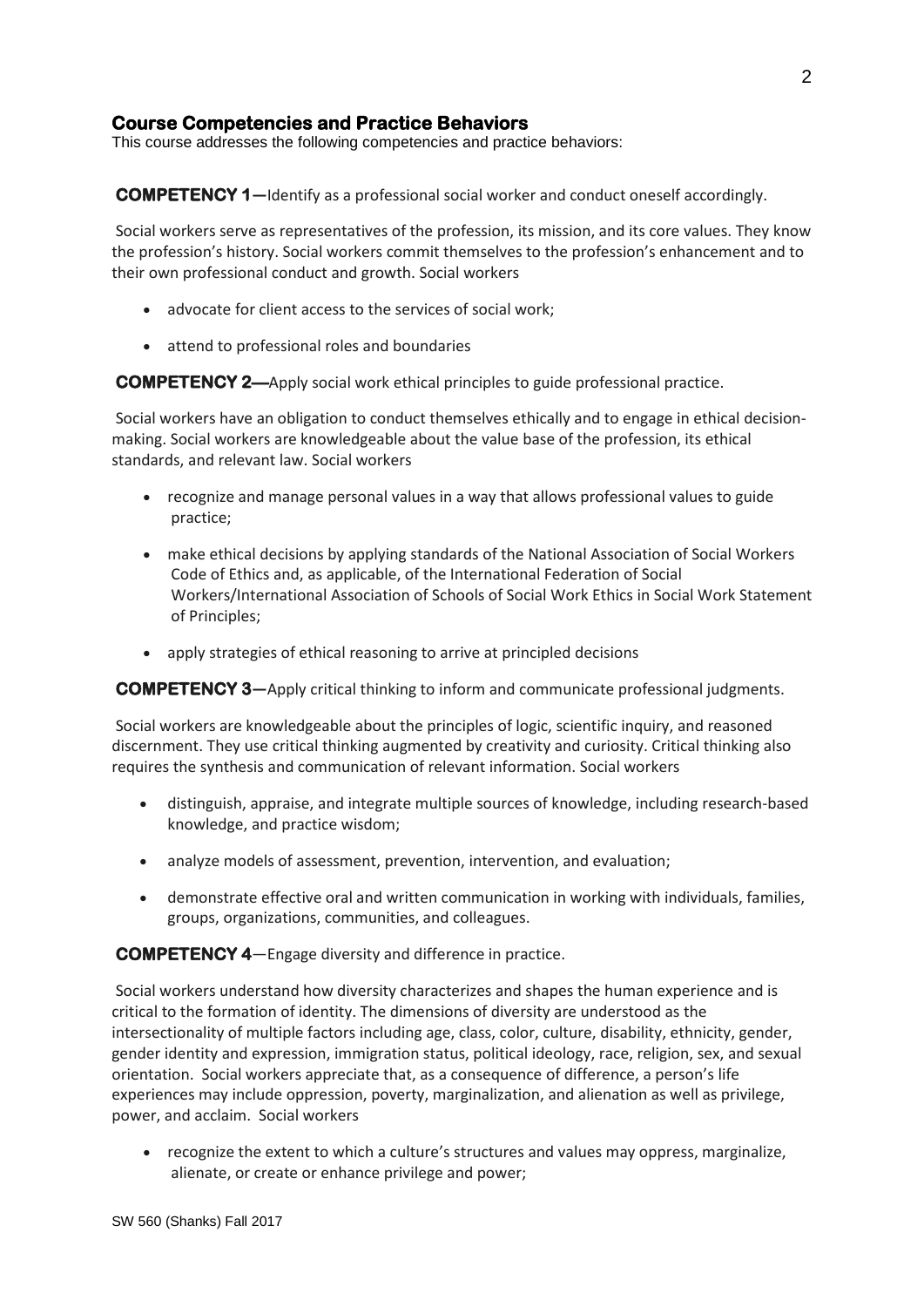## Course Competencies and Practice Behaviors

This course addresses the following competencies and practice behaviors:

**COMPETENCY 1**—Identify as a professional social worker and conduct oneself accordingly.

Social workers serve as representatives of the profession, its mission, and its core values. They know the profession's history. Social workers commit themselves to the profession's enhancement and to their own professional conduct and growth. Social workers

- advocate for client access to the services of social work;
- attend to professional roles and boundaries

**COMPETENCY 2—**Apply social work ethical principles to guide professional practice.

Social workers have an obligation to conduct themselves ethically and to engage in ethical decision-making. Social workers are knowledgeable about the value base of the profession, its ethical standards, and relevant law. Social workers

- recognize and manage personal values in a way that allows professional values to guide practice;
- make ethical decisions by applying standards of the National Association of Social Workers Code of Ethics and, as applicable, of the International Federation of Social Workers/International Association of Schools of Social Work Ethics in Social Work Statement of Principles;
- apply strategies of ethical reasoning to arrive at principled decisions

**COMPETENCY 3**—Apply critical thinking to inform and communicate professional judgments.

Social workers are knowledgeable about the principles of logic, scientific inquiry, and reasoned discernment. They use critical thinking augmented by creativity and curiosity. Critical thinking also requires the synthesis and communication of relevant information. Social workers

- distinguish, appraise, and integrate multiple sources of knowledge, including research-based knowledge, and practice wisdom;
- analyze models of assessment, prevention, intervention, and evaluation;
- demonstrate effective oral and written communication in working with individuals, families, groups, organizations, communities, and colleagues.

**COMPETENCY 4**—Engage diversity and difference in practice.

Social workers understand how diversity characterizes and shapes the human experience and is critical to the formation of identity. The dimensions of diversity are understood as the intersectionality of multiple factors including age, class, color, culture, disability, ethnicity, gender, gender identity and expression, immigration status, political ideology, race, religion, sex, and sexual orientation. Social workers appreciate that, as a consequence of difference, a person's life experiences may include oppression, poverty, marginalization, and alienation as well as privilege, power, and acclaim. Social workers

- recognize the extent to which a culture's structures and values may oppress, marginalize, alienate, or create or enhance privilege and power;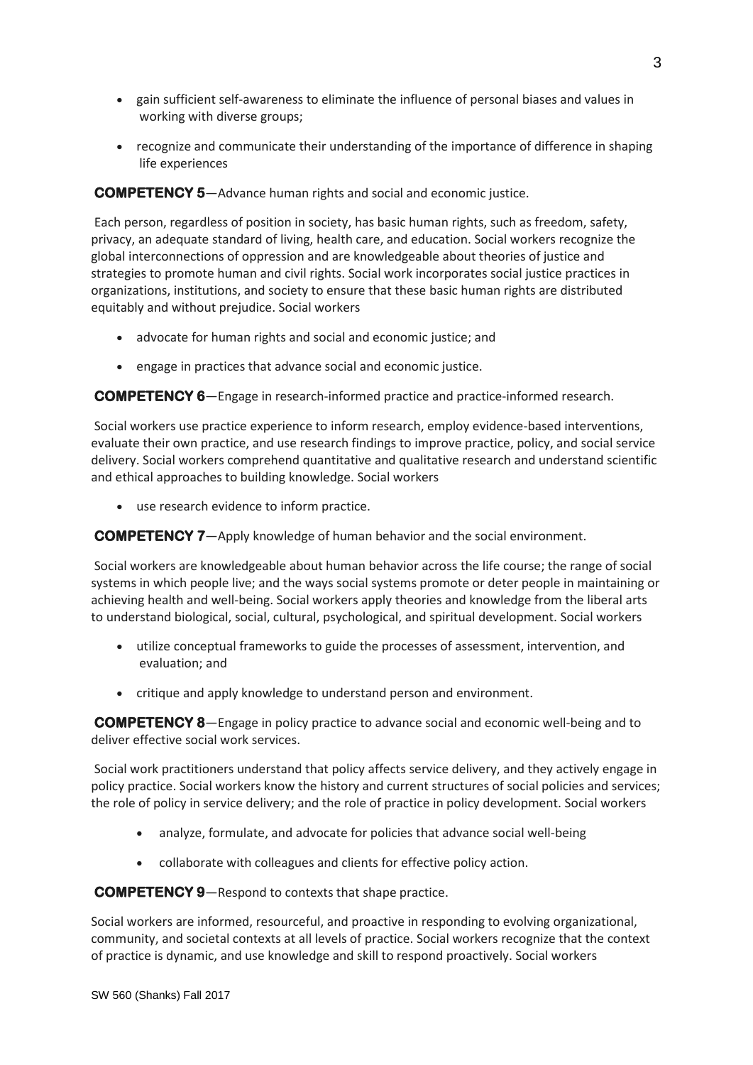- gain sufficient self-awareness to eliminate the influence of personal biases and values in working with diverse groups;
- recognize and communicate their understanding of the importance of difference in shaping life experiences

**COMPETENCY 5**—Advance human rights and social and economic justice.

Each person, regardless of position in society, has basic human rights, such as freedom, safety, privacy, an adequate standard of living, health care, and education. Social workers recognize the global interconnections of oppression and are knowledgeable about theories of justice and strategies to promote human and civil rights. Social work incorporates social justice practices in organizations, institutions, and society to ensure that these basic human rights are distributed equitably and without prejudice. Social workers

- advocate for human rights and social and economic justice; and
- engage in practices that advance social and economic justice.

**COMPETENCY 6**—Engage in research-informed practice and practice-informed research.

Social workers use practice experience to inform research, employ evidence-based interventions, evaluate their own practice, and use research findings to improve practice, policy, and social service delivery. Social workers comprehend quantitative and qualitative research and understand scientific and ethical approaches to building knowledge. Social workers

- use research evidence to inform practice.

**COMPETENCY 7**—Apply knowledge of human behavior and the social environment.

Social workers are knowledgeable about human behavior across the life course; the range of social systems in which people live; and the ways social systems promote or deter people in maintaining or achieving health and well-being. Social workers apply theories and knowledge from the liberal arts to understand biological, social, cultural, psychological, and spiritual development. Social workers

- utilize conceptual frameworks to guide the processes of assessment, intervention, and evaluation; and
- critique and apply knowledge to understand person and environment.

**COMPETENCY 8**—Engage in policy practice to advance social and economic well-being and to deliver effective social work services.

Social work practitioners understand that policy affects service delivery, and they actively engage in policy practice. Social workers know the history and current structures of social policies and services; the role of policy in service delivery; and the role of practice in policy development. Social workers

- analyze, formulate, and advocate for policies that advance social well-being
- collaborate with colleagues and clients for effective policy action.

**COMPETENCY 9**—Respond to contexts that shape practice.

Social workers are informed, resourceful, and proactive in responding to evolving organizational, community, and societal contexts at all levels of practice. Social workers recognize that the context of practice is dynamic, and use knowledge and skill to respond proactively. Social workers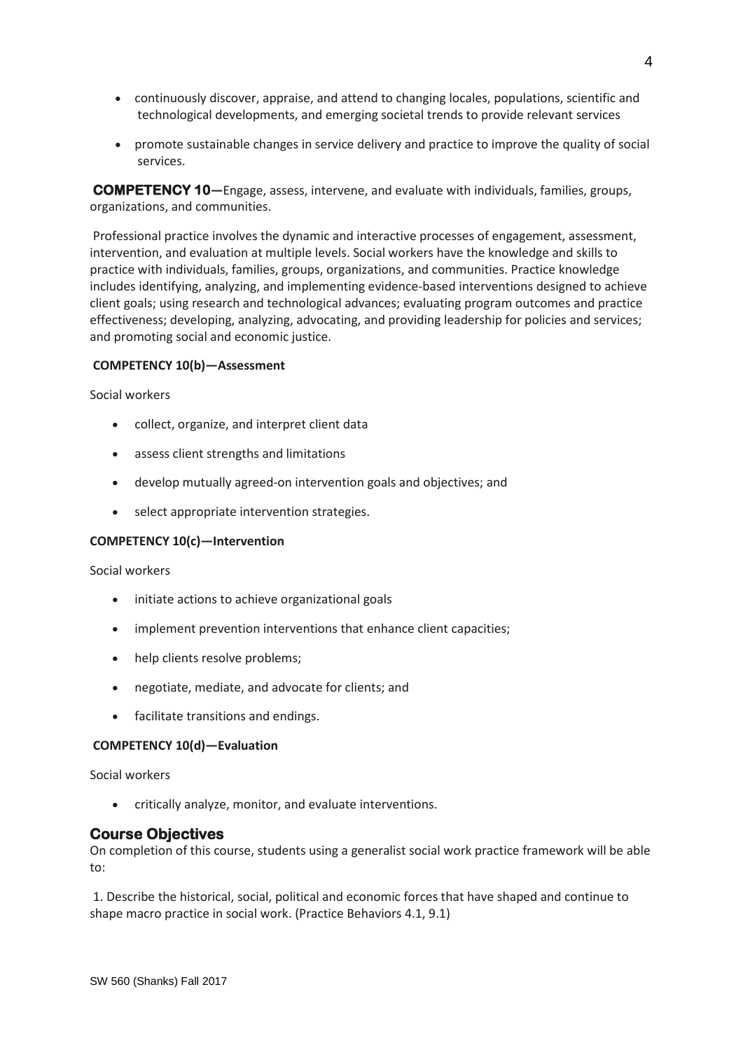- continuously discover, appraise, and attend to changing locales, populations, scientific and technological developments, and emerging societal trends to provide relevant services
- promote sustainable changes in service delivery and practice to improve the quality of social services.

**COMPETENCY 10**—Engage, assess, intervene, and evaluate with individuals, families, groups, organizations, and communities.

Professional practice involves the dynamic and interactive processes of engagement, assessment, intervention, and evaluation at multiple levels. Social workers have the knowledge and skills to practice with individuals, families, groups, organizations, and communities. Practice knowledge includes identifying, analyzing, and implementing evidence-based interventions designed to achieve client goals; using research and technological advances; evaluating program outcomes and practice effectiveness; developing, analyzing, advocating, and providing leadership for policies and services; and promoting social and economic justice.

**COMPETENCY 10(b)—Assessment**

Social workers

- collect, organize, and interpret client data
- assess client strengths and limitations
- develop mutually agreed-on intervention goals and objectives; and
- select appropriate intervention strategies.

**COMPETENCY 10(c)—Intervention**

Social workers

- initiate actions to achieve organizational goals
- implement prevention interventions that enhance client capacities;
- help clients resolve problems;
- negotiate, mediate, and advocate for clients; and
- facilitate transitions and endings.

**COMPETENCY 10(d)—Evaluation**

Social workers

- critically analyze, monitor, and evaluate interventions.

## Course Objectives

On completion of this course, students using a generalist social work practice framework will be able to:

1. Describe the historical, social, political and economic forces that have shaped and continue to shape macro practice in social work. (Practice Behaviors 4.1, 9.1)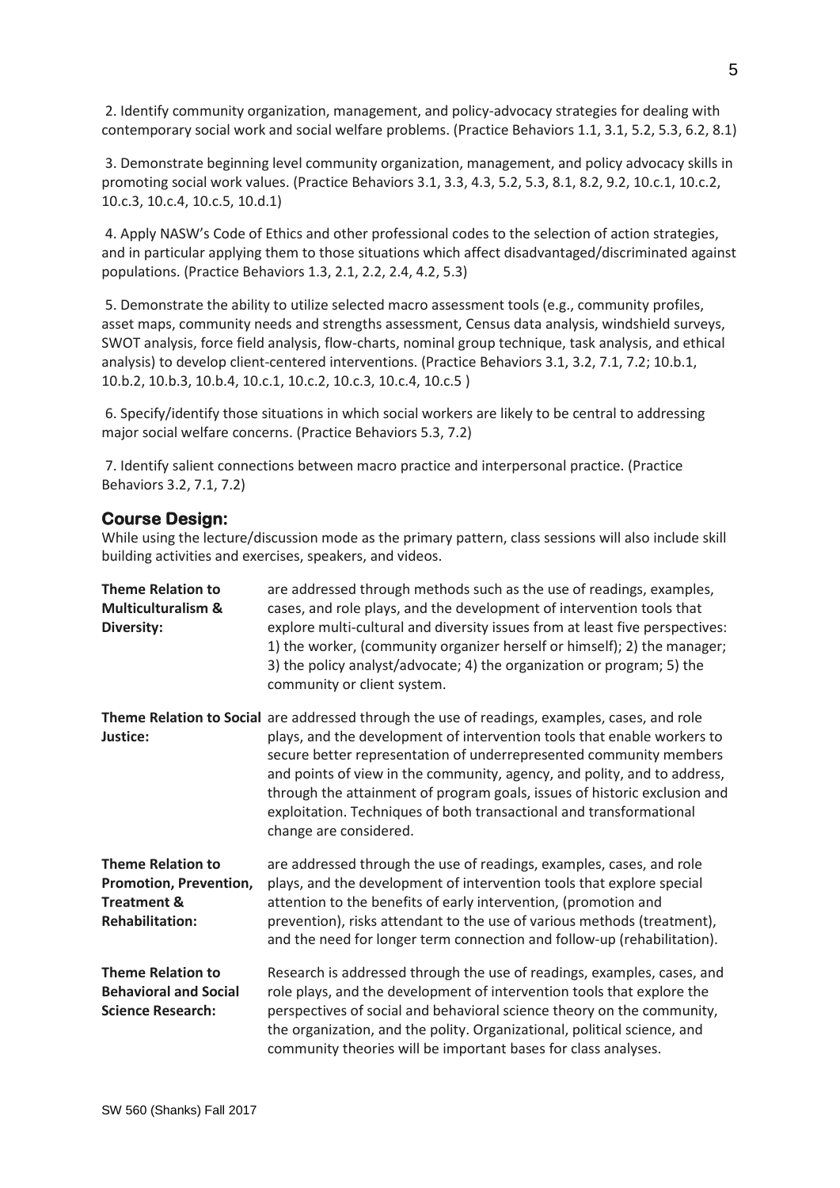2. Identify community organization, management, and policy-advocacy strategies for dealing with contemporary social work and social welfare problems. (Practice Behaviors 1.1, 3.1, 5.2, 5.3, 6.2, 8.1)

3. Demonstrate beginning level community organization, management, and policy advocacy skills in promoting social work values. (Practice Behaviors 3.1, 3.3, 4.3, 5.2, 5.3, 8.1, 8.2, 9.2, 10.c.1, 10.c.2, 10.c.3, 10.c.4, 10.c.5, 10.d.1)

4. Apply NASW's Code of Ethics and other professional codes to the selection of action strategies, and in particular applying them to those situations which affect disadvantaged/discriminated against populations. (Practice Behaviors 1.3, 2.1, 2.2, 2.4, 4.2, 5.3)

5. Demonstrate the ability to utilize selected macro assessment tools (e.g., community profiles, asset maps, community needs and strengths assessment, Census data analysis, windshield surveys, SWOT analysis, force field analysis, flow-charts, nominal group technique, task analysis, and ethical analysis) to develop client-centered interventions. (Practice Behaviors 3.1, 3.2, 7.1, 7.2; 10.b.1, 10.b.2, 10.b.3, 10.b.4, 10.c.1, 10.c.2, 10.c.3, 10.c.4, 10.c.5 )

6. Specify/identify those situations in which social workers are likely to be central to addressing major social welfare concerns. (Practice Behaviors 5.3, 7.2)

7. Identify salient connections between macro practice and interpersonal practice. (Practice Behaviors 3.2, 7.1, 7.2)

## Course Design:

While using the lecture/discussion mode as the primary pattern, class sessions will also include skill building activities and exercises, speakers, and videos.

**Theme Relation to Multiculturalism & Diversity:** are addressed through methods such as the use of readings, examples, cases, and role plays, and the development of intervention tools that explore multi-cultural and diversity issues from at least five perspectives: 1) the worker, (community organizer herself or himself); 2) the manager; 3) the policy analyst/advocate; 4) the organization or program; 5) the community or client system.

**Theme Relation to Social Justice:** are addressed through the use of readings, examples, cases, and role plays, and the development of intervention tools that enable workers to secure better representation of underrepresented community members and points of view in the community, agency, and polity, and to address, through the attainment of program goals, issues of historic exclusion and exploitation. Techniques of both transactional and transformational change are considered.

**Theme Relation to Promotion, Prevention, Treatment & Rehabilitation:** are addressed through the use of readings, examples, cases, and role plays, and the development of intervention tools that explore special attention to the benefits of early intervention, (promotion and prevention), risks attendant to the use of various methods (treatment), and the need for longer term connection and follow-up (rehabilitation).

**Theme Relation to Behavioral and Social Science Research:** Research is addressed through the use of readings, examples, cases, and role plays, and the development of intervention tools that explore the perspectives of social and behavioral science theory on the community, the organization, and the polity. Organizational, political science, and community theories will be important bases for class analyses.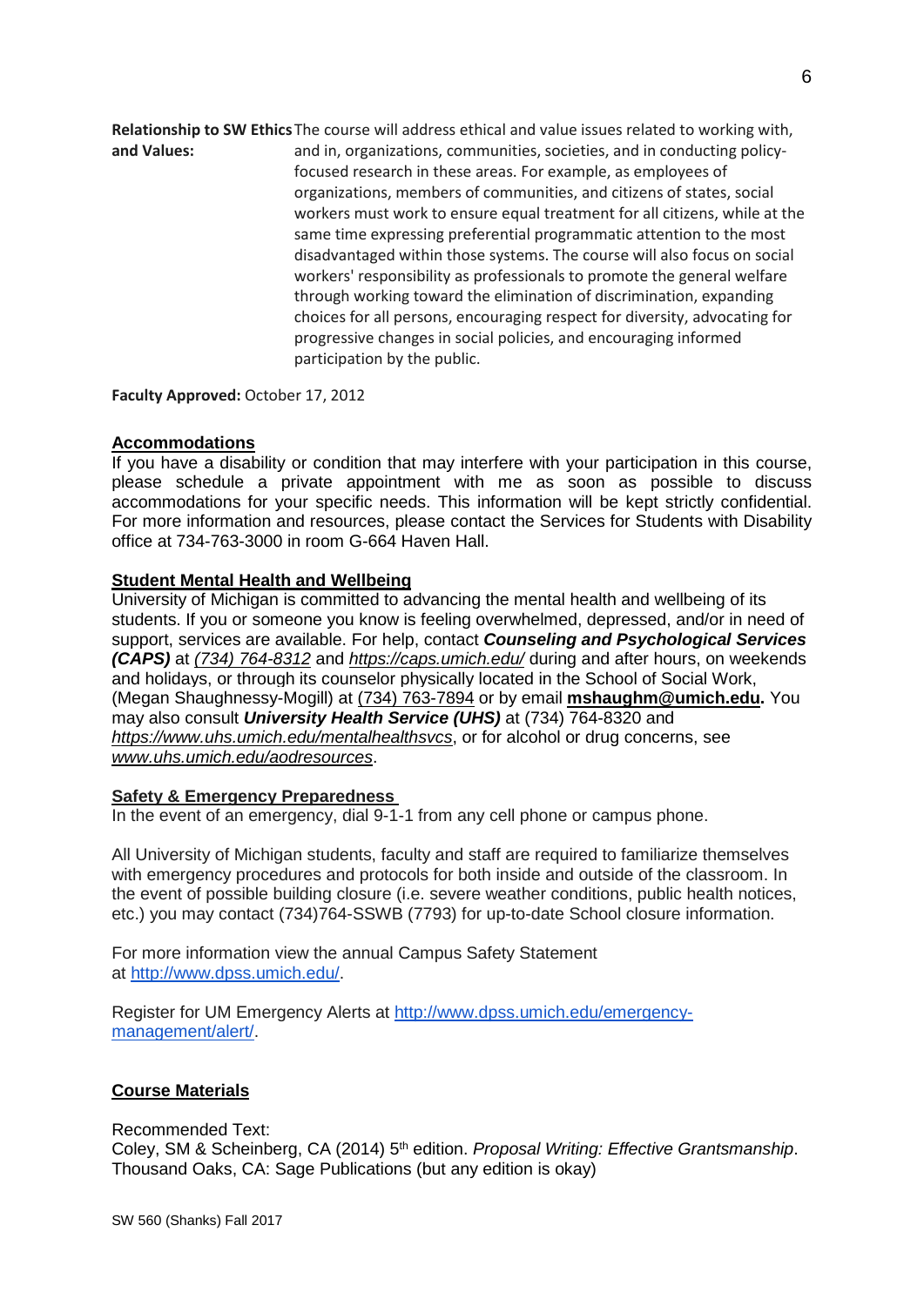**Relationship to SW Ethics and Values:** The course will address ethical and value issues related to working with, and in, organizations, communities, societies, and in conducting policy-focused research in these areas. For example, as employees of organizations, members of communities, and citizens of states, social workers must work to ensure equal treatment for all citizens, while at the same time expressing preferential programmatic attention to the most disadvantaged within those systems. The course will also focus on social workers' responsibility as professionals to promote the general welfare through working toward the elimination of discrimination, expanding choices for all persons, encouraging respect for diversity, advocating for progressive changes in social policies, and encouraging informed participation by the public.

**Faculty Approved:** October 17, 2012

## Accommodations

If you have a disability or condition that may interfere with your participation in this course, please schedule a private appointment with me as soon as possible to discuss accommodations for your specific needs. This information will be kept strictly confidential. For more information and resources, please contact the Services for Students with Disability office at 734-763-3000 in room G-664 Haven Hall.

## Student Mental Health and Wellbeing

University of Michigan is committed to advancing the mental health and wellbeing of its students. If you or someone you know is feeling overwhelmed, depressed, and/or in need of support, services are available. For help, contact ***Counseling and Psychological Services (CAPS)*** at *(734) 764-8312* and *https://caps.umich.edu/* during and after hours, on weekends and holidays, or through its counselor physically located in the School of Social Work, (Megan Shaughnessy-Mogill) at (734) 763-7894 or by email **mshaughm@umich.edu.** You may also consult ***University Health Service (UHS)*** at (734) 764-8320 and *https://www.uhs.umich.edu/mentalhealthsvcs*, or for alcohol or drug concerns, see *www.uhs.umich.edu/aodresources*.

## Safety & Emergency Preparedness

In the event of an emergency, dial 9-1-1 from any cell phone or campus phone.

All University of Michigan students, faculty and staff are required to familiarize themselves with emergency procedures and protocols for both inside and outside of the classroom. In the event of possible building closure (i.e. severe weather conditions, public health notices, etc.) you may contact (734)764-SSWB (7793) for up-to-date School closure information.

For more information view the annual Campus Safety Statement at http://www.dpss.umich.edu/.

Register for UM Emergency Alerts at http://www.dpss.umich.edu/emergency-management/alert/.

## Course Materials

Recommended Text:
Coley, SM & Scheinberg, CA (2014) 5th edition. *Proposal Writing: Effective Grantsmanship*. Thousand Oaks, CA: Sage Publications (but any edition is okay)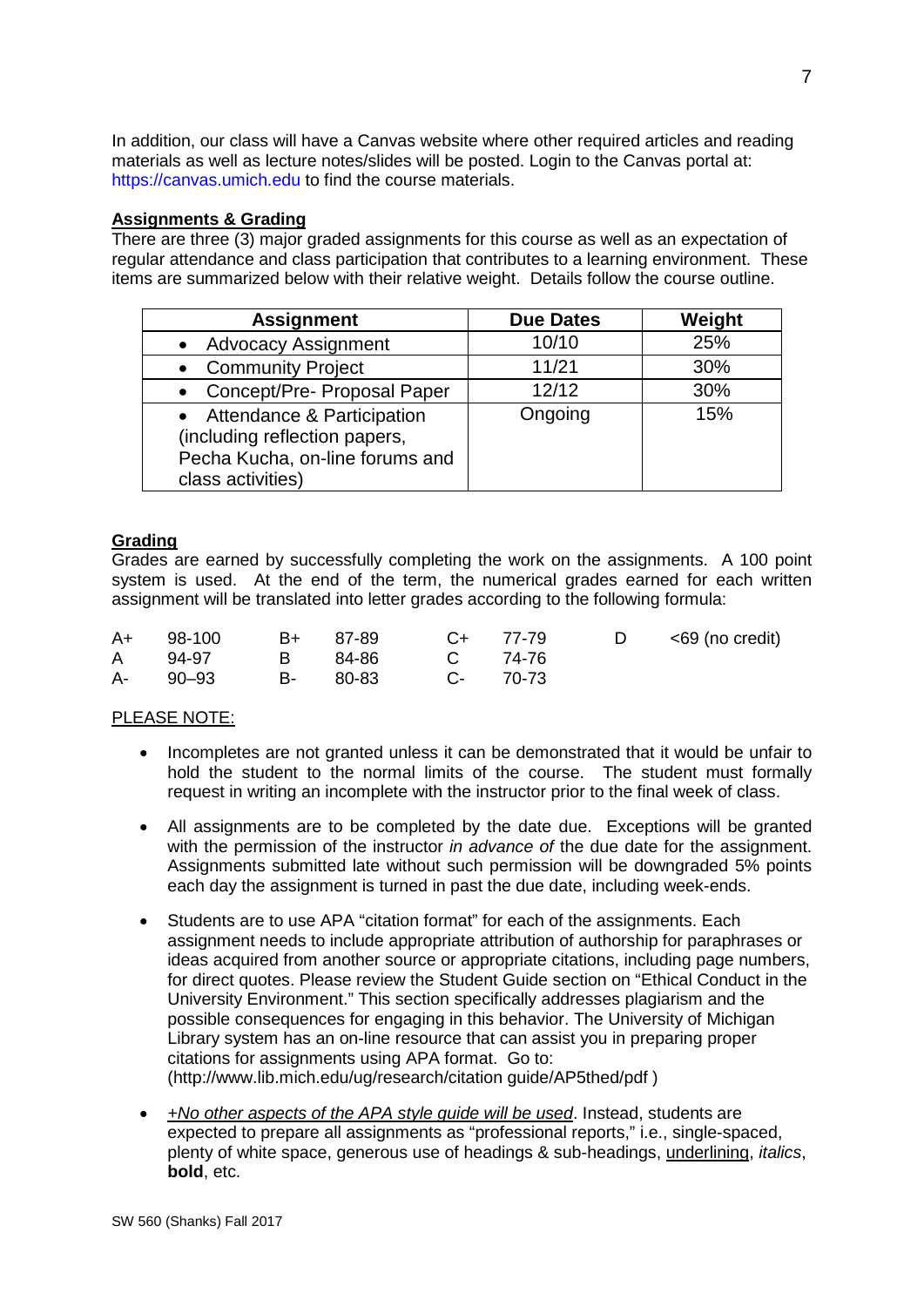In addition, our class will have a Canvas website where other required articles and reading materials as well as lecture notes/slides will be posted. Login to the Canvas portal at: https://canvas.umich.edu to find the course materials.

**<u>Assignments & Grading</u>**

There are three (3) major graded assignments for this course as well as an expectation of regular attendance and class participation that contributes to a learning environment. These items are summarized below with their relative weight. Details follow the course outline.

| Assignment | Due Dates | Weight |
|---|---|---|
| • Advocacy Assignment | 10/10 | 25% |
| • Community Project | 11/21 | 30% |
| • Concept/Pre- Proposal Paper | 12/12 | 30% |
| • Attendance & Participation (including reflection papers, Pecha Kucha, on-line forums and class activities) | Ongoing | 15% |

**<u>Grading</u>**

Grades are earned by successfully completing the work on the assignments. A 100 point system is used. At the end of the term, the numerical grades earned for each written assignment will be translated into letter grades according to the following formula:

| | | | | | | | |
|---|---|---|---|---|---|---|---|
| A+ | 98-100 | B+ | 87-89 | C+ | 77-79 | D | <69 (no credit) |
| A | 94-97 | B | 84-86 | C | 74-76 | | |
| A- | 90–93 | B- | 80-83 | C- | 70-73 | | |

<u>PLEASE NOTE:</u>

- Incompletes are not granted unless it can be demonstrated that it would be unfair to hold the student to the normal limits of the course. The student must formally request in writing an incomplete with the instructor prior to the final week of class.

- All assignments are to be completed by the date due. Exceptions will be granted with the permission of the instructor *in advance of* the due date for the assignment. Assignments submitted late without such permission will be downgraded 5% points each day the assignment is turned in past the due date, including week-ends.

- Students are to use APA "citation format" for each of the assignments. Each assignment needs to include appropriate attribution of authorship for paraphrases or ideas acquired from another source or appropriate citations, including page numbers, for direct quotes. Please review the Student Guide section on "Ethical Conduct in the University Environment." This section specifically addresses plagiarism and the possible consequences for engaging in this behavior. The University of Michigan Library system has an on-line resource that can assist you in preparing proper citations for assignments using APA format. Go to: (http://www.lib.mich.edu/ug/research/citation guide/AP5thed/pdf )

- *<u>+No other aspects of the APA style guide will be used</u>*. Instead, students are expected to prepare all assignments as "professional reports," i.e., single-spaced, plenty of white space, generous use of headings & sub-headings, <u>underlining</u>, *italics*, **bold**, etc.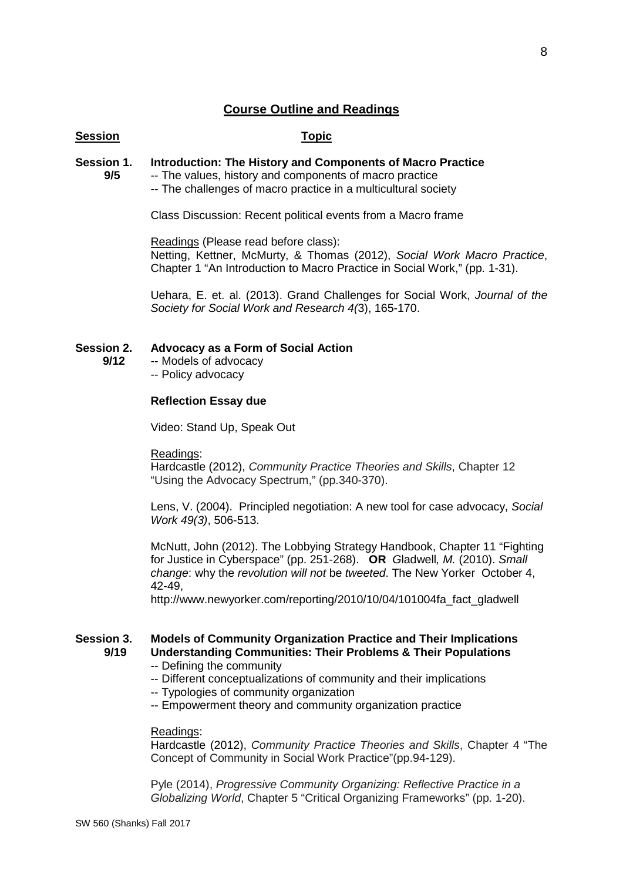## Course Outline and Readings

**Session** | **Topic**

**Session 1. 9/5** **Introduction: The History and Components of Macro Practice**

-- The values, history and components of macro practice
-- The challenges of macro practice in a multicultural society

Class Discussion: Recent political events from a Macro frame

Readings (Please read before class):
Netting, Kettner, McMurty, & Thomas (2012), *Social Work Macro Practice*, Chapter 1 "An Introduction to Macro Practice in Social Work," (pp. 1-31).

Uehara, E. et. al. (2013). Grand Challenges for Social Work, *Journal of the Society for Social Work and Research 4(*3), 165-170.

**Session 2. 9/12** **Advocacy as a Form of Social Action**

-- Models of advocacy
-- Policy advocacy

**Reflection Essay due**

Video: Stand Up, Speak Out

Readings:
Hardcastle (2012), *Community Practice Theories and Skills*, Chapter 12 "Using the Advocacy Spectrum," (pp.340-370).

Lens, V. (2004). Principled negotiation: A new tool for case advocacy, *Social Work 49(3)*, 506-513.

McNutt, John (2012). The Lobbying Strategy Handbook, Chapter 11 "Fighting for Justice in Cyberspace" (pp. 251-268). **OR** *G*ladwell*, M.* (2010). *Small change*: why the *revolution will not* be *tweeted*. The New Yorker October 4, 42-49,
http://www.newyorker.com/reporting/2010/10/04/101004fa_fact_gladwell

**Session 3. 9/19** **Models of Community Organization Practice and Their Implications**
**Understanding Communities: Their Problems & Their Populations**

-- Defining the community
-- Different conceptualizations of community and their implications
-- Typologies of community organization
-- Empowerment theory and community organization practice

Readings:
Hardcastle (2012), *Community Practice Theories and Skills*, Chapter 4 "The Concept of Community in Social Work Practice"(pp.94-129).

Pyle (2014), *Progressive Community Organizing: Reflective Practice in a Globalizing World*, Chapter 5 "Critical Organizing Frameworks" (pp. 1-20).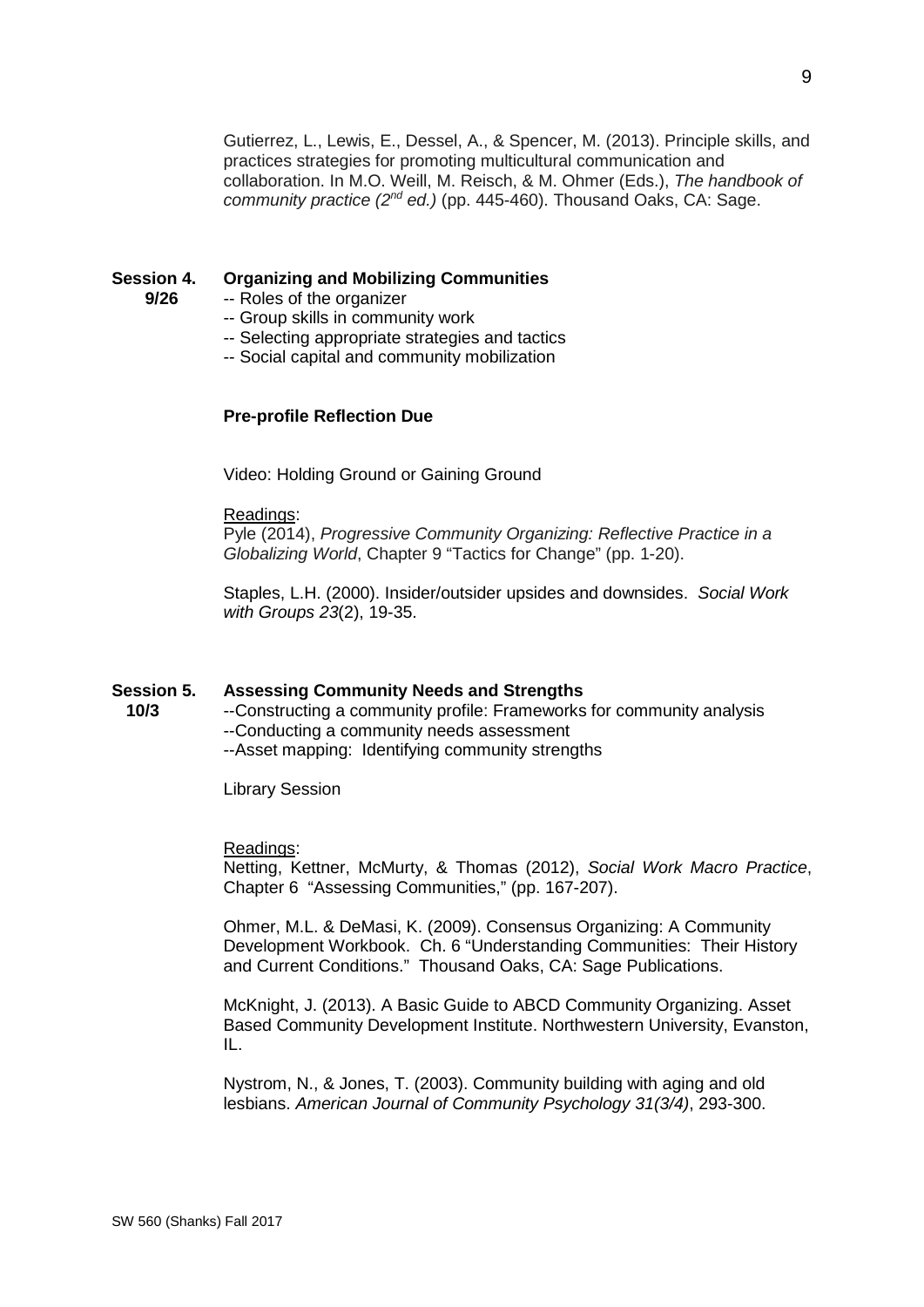Gutierrez, L., Lewis, E., Dessel, A., & Spencer, M. (2013). Principle skills, and practices strategies for promoting multicultural communication and collaboration. In M.O. Weill, M. Reisch, & M. Ohmer (Eds.), *The handbook of community practice (2nd ed.)* (pp. 445-460). Thousand Oaks, CA: Sage.

**Session 4. 9/26** **Organizing and Mobilizing Communities**

-- Roles of the organizer
-- Group skills in community work
-- Selecting appropriate strategies and tactics
-- Social capital and community mobilization

**Pre-profile Reflection Due**

Video: Holding Ground or Gaining Ground

Readings:

Pyle (2014), *Progressive Community Organizing: Reflective Practice in a Globalizing World*, Chapter 9 "Tactics for Change" (pp. 1-20).

Staples, L.H. (2000). Insider/outsider upsides and downsides. *Social Work with Groups 23*(2), 19-35.

**Session 5. 10/3** **Assessing Community Needs and Strengths**

--Constructing a community profile: Frameworks for community analysis
--Conducting a community needs assessment
--Asset mapping: Identifying community strengths

Library Session

Readings:

Netting, Kettner, McMurty, & Thomas (2012), *Social Work Macro Practice*, Chapter 6 "Assessing Communities," (pp. 167-207).

Ohmer, M.L. & DeMasi, K. (2009). Consensus Organizing: A Community Development Workbook. Ch. 6 "Understanding Communities: Their History and Current Conditions." Thousand Oaks, CA: Sage Publications.

McKnight, J. (2013). A Basic Guide to ABCD Community Organizing. Asset Based Community Development Institute. Northwestern University, Evanston, IL.

Nystrom, N., & Jones, T. (2003). Community building with aging and old lesbians. *American Journal of Community Psychology 31(3/4)*, 293-300.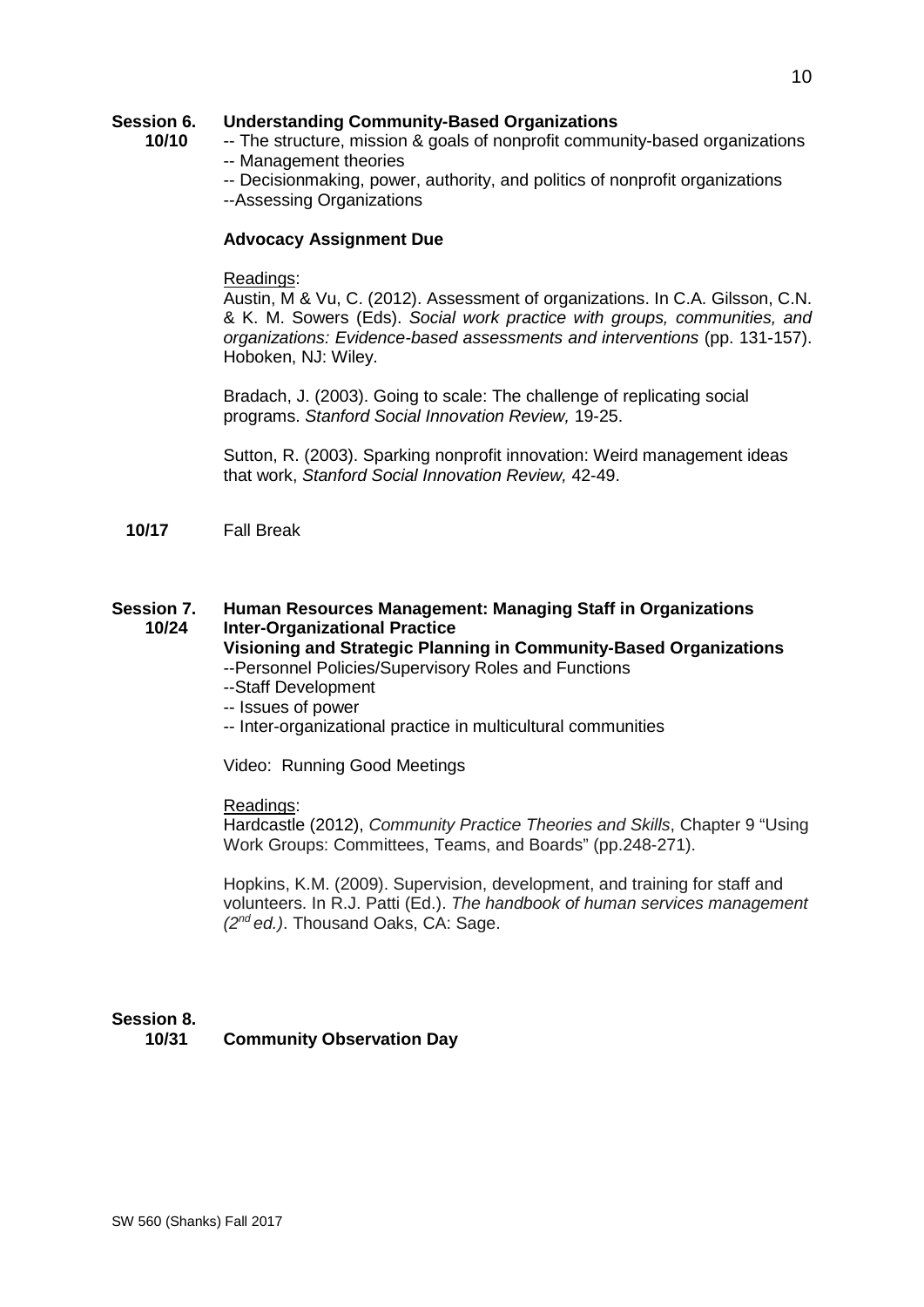**Session 6. 10/10** **Understanding Community-Based Organizations**

-- The structure, mission & goals of nonprofit community-based organizations
-- Management theories
-- Decisionmaking, power, authority, and politics of nonprofit organizations
--Assessing Organizations

**Advocacy Assignment Due**

Readings:

Austin, M & Vu, C. (2012). Assessment of organizations. In C.A. Gilsson, C.N. & K. M. Sowers (Eds). *Social work practice with groups, communities, and organizations: Evidence-based assessments and interventions* (pp. 131-157). Hoboken, NJ: Wiley.

Bradach, J. (2003). Going to scale: The challenge of replicating social programs. *Stanford Social Innovation Review,* 19-25.

Sutton, R. (2003). Sparking nonprofit innovation: Weird management ideas that work, *Stanford Social Innovation Review,* 42-49.

**10/17** Fall Break

**Session 7. 10/24** **Human Resources Management: Managing Staff in Organizations**
**Inter-Organizational Practice**
**Visioning and Strategic Planning in Community-Based Organizations**

--Personnel Policies/Supervisory Roles and Functions
--Staff Development
-- Issues of power
-- Inter-organizational practice in multicultural communities

Video: Running Good Meetings

Readings:

Hardcastle (2012), *Community Practice Theories and Skills*, Chapter 9 "Using Work Groups: Committees, Teams, and Boards" (pp.248-271).

Hopkins, K.M. (2009). Supervision, development, and training for staff and volunteers. In R.J. Patti (Ed.). *The handbook of human services management (2nd ed.)*. Thousand Oaks, CA: Sage.

**Session 8. 10/31** **Community Observation Day**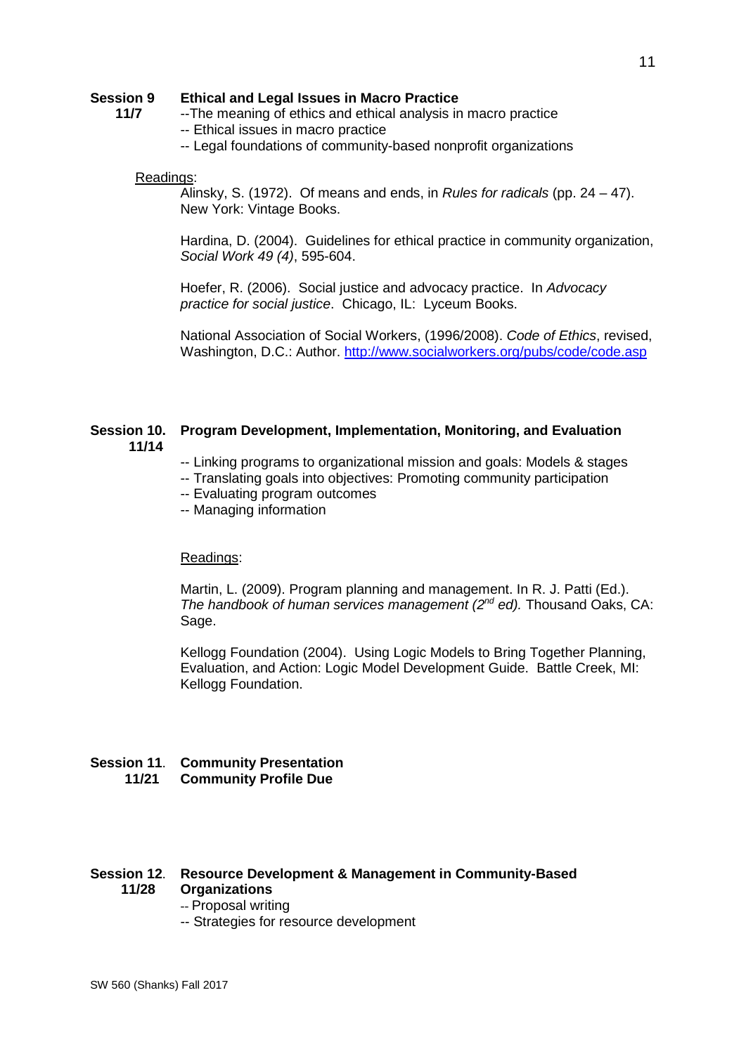**Session 9 11/7 — Ethical and Legal Issues in Macro Practice**

- The meaning of ethics and ethical analysis in macro practice
- Ethical issues in macro practice
- Legal foundations of community-based nonprofit organizations

Readings:

Alinsky, S. (1972). Of means and ends, in *Rules for radicals* (pp. 24 – 47). New York: Vintage Books.

Hardina, D. (2004). Guidelines for ethical practice in community organization, *Social Work 49 (4)*, 595-604.

Hoefer, R. (2006). Social justice and advocacy practice. In *Advocacy practice for social justice*. Chicago, IL: Lyceum Books.

National Association of Social Workers, (1996/2008). *Code of Ethics*, revised, Washington, D.C.: Author. http://www.socialworkers.org/pubs/code/code.asp

**Session 10. 11/14 — Program Development, Implementation, Monitoring, and Evaluation**

- Linking programs to organizational mission and goals: Models & stages
- Translating goals into objectives: Promoting community participation
- Evaluating program outcomes
- Managing information

Readings:

Martin, L. (2009). Program planning and management. In R. J. Patti (Ed.). *The handbook of human services management (2nd ed).* Thousand Oaks, CA: Sage.

Kellogg Foundation (2004). Using Logic Models to Bring Together Planning, Evaluation, and Action: Logic Model Development Guide. Battle Creek, MI: Kellogg Foundation.

**Session 11. 11/21 — Community Presentation**
**Community Profile Due**

**Session 12. 11/28 — Resource Development & Management in Community-Based Organizations**

- Proposal writing
- Strategies for resource development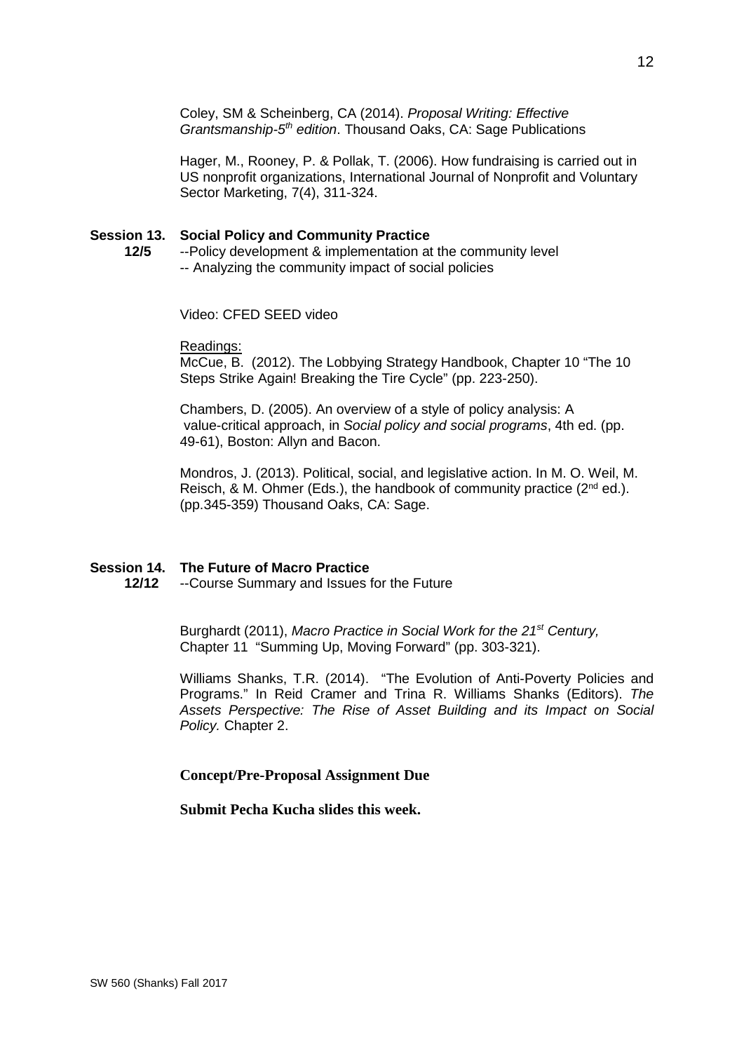Coley, SM & Scheinberg, CA (2014). *Proposal Writing: Effective Grantsmanship-5th edition*. Thousand Oaks, CA: Sage Publications

Hager, M., Rooney, P. & Pollak, T. (2006). How fundraising is carried out in US nonprofit organizations, International Journal of Nonprofit and Voluntary Sector Marketing, 7(4), 311-324.

**Session 13. Social Policy and Community Practice**
**12/5**

--Policy development & implementation at the community level
-- Analyzing the community impact of social policies

Video: CFED SEED video

Readings:
McCue, B. (2012). The Lobbying Strategy Handbook, Chapter 10 "The 10 Steps Strike Again! Breaking the Tire Cycle" (pp. 223-250).

Chambers, D. (2005). An overview of a style of policy analysis: A value-critical approach, in *Social policy and social programs*, 4th ed. (pp. 49-61), Boston: Allyn and Bacon.

Mondros, J. (2013). Political, social, and legislative action. In M. O. Weil, M. Reisch, & M. Ohmer (Eds.), the handbook of community practice (2nd ed.). (pp.345-359) Thousand Oaks, CA: Sage.

**Session 14. The Future of Macro Practice**
**12/12**

--Course Summary and Issues for the Future

Burghardt (2011), *Macro Practice in Social Work for the 21st Century,* Chapter 11 "Summing Up, Moving Forward" (pp. 303-321).

Williams Shanks, T.R. (2014). "The Evolution of Anti-Poverty Policies and Programs." In Reid Cramer and Trina R. Williams Shanks (Editors). *The Assets Perspective: The Rise of Asset Building and its Impact on Social Policy.* Chapter 2.

**Concept/Pre-Proposal Assignment Due**

**Submit Pecha Kucha slides this week.**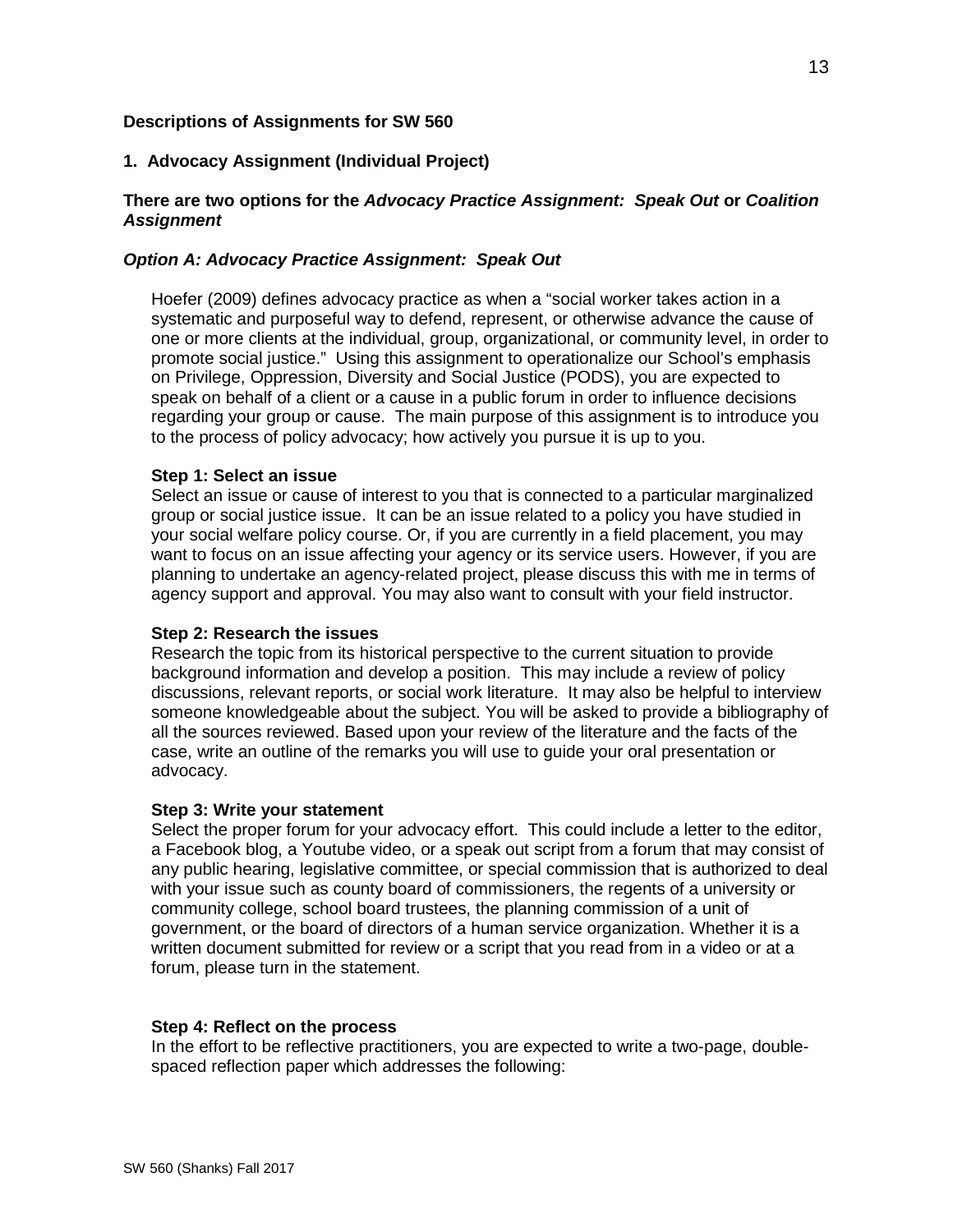**Descriptions of Assignments for SW 560**

**1. Advocacy Assignment (Individual Project)**

**There are two options for the *Advocacy Practice Assignment: Speak Out* or *Coalition Assignment***

***Option A: Advocacy Practice Assignment: Speak Out***

Hoefer (2009) defines advocacy practice as when a "social worker takes action in a systematic and purposeful way to defend, represent, or otherwise advance the cause of one or more clients at the individual, group, organizational, or community level, in order to promote social justice." Using this assignment to operationalize our School's emphasis on Privilege, Oppression, Diversity and Social Justice (PODS), you are expected to speak on behalf of a client or a cause in a public forum in order to influence decisions regarding your group or cause. The main purpose of this assignment is to introduce you to the process of policy advocacy; how actively you pursue it is up to you.

**Step 1: Select an issue**
Select an issue or cause of interest to you that is connected to a particular marginalized group or social justice issue. It can be an issue related to a policy you have studied in your social welfare policy course. Or, if you are currently in a field placement, you may want to focus on an issue affecting your agency or its service users. However, if you are planning to undertake an agency-related project, please discuss this with me in terms of agency support and approval. You may also want to consult with your field instructor.

**Step 2: Research the issues**
Research the topic from its historical perspective to the current situation to provide background information and develop a position. This may include a review of policy discussions, relevant reports, or social work literature. It may also be helpful to interview someone knowledgeable about the subject. You will be asked to provide a bibliography of all the sources reviewed. Based upon your review of the literature and the facts of the case, write an outline of the remarks you will use to guide your oral presentation or advocacy.

**Step 3: Write your statement**
Select the proper forum for your advocacy effort. This could include a letter to the editor, a Facebook blog, a Youtube video, or a speak out script from a forum that may consist of any public hearing, legislative committee, or special commission that is authorized to deal with your issue such as county board of commissioners, the regents of a university or community college, school board trustees, the planning commission of a unit of government, or the board of directors of a human service organization. Whether it is a written document submitted for review or a script that you read from in a video or at a forum, please turn in the statement.

**Step 4: Reflect on the process**
In the effort to be reflective practitioners, you are expected to write a two-page, double-spaced reflection paper which addresses the following: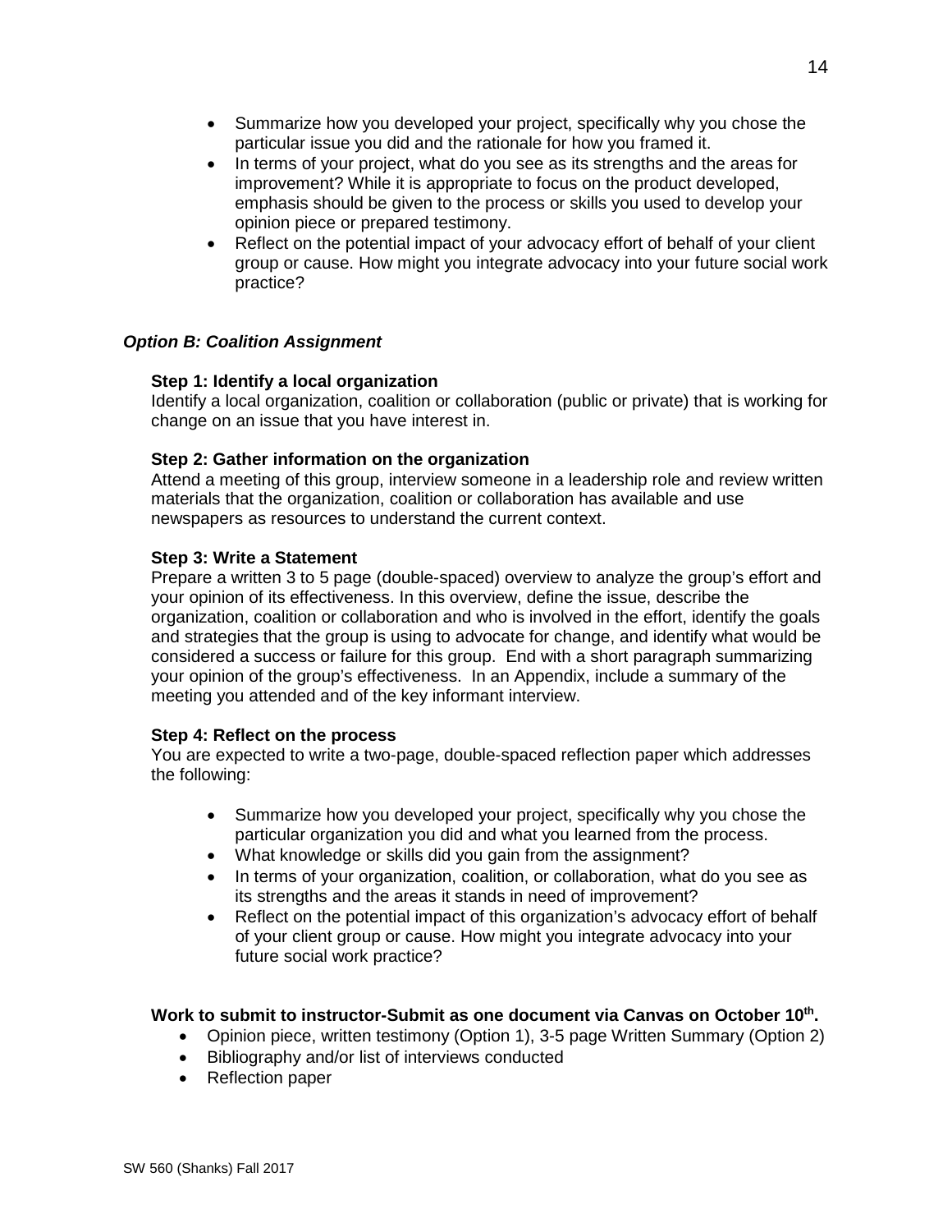- Summarize how you developed your project, specifically why you chose the particular issue you did and the rationale for how you framed it.
- In terms of your project, what do you see as its strengths and the areas for improvement? While it is appropriate to focus on the product developed, emphasis should be given to the process or skills you used to develop your opinion piece or prepared testimony.
- Reflect on the potential impact of your advocacy effort of behalf of your client group or cause. How might you integrate advocacy into your future social work practice?

***Option B: Coalition Assignment***

**Step 1: Identify a local organization**
Identify a local organization, coalition or collaboration (public or private) that is working for change on an issue that you have interest in.

**Step 2: Gather information on the organization**
Attend a meeting of this group, interview someone in a leadership role and review written materials that the organization, coalition or collaboration has available and use newspapers as resources to understand the current context.

**Step 3: Write a Statement**
Prepare a written 3 to 5 page (double-spaced) overview to analyze the group's effort and your opinion of its effectiveness. In this overview, define the issue, describe the organization, coalition or collaboration and who is involved in the effort, identify the goals and strategies that the group is using to advocate for change, and identify what would be considered a success or failure for this group. End with a short paragraph summarizing your opinion of the group's effectiveness. In an Appendix, include a summary of the meeting you attended and of the key informant interview.

**Step 4: Reflect on the process**
You are expected to write a two-page, double-spaced reflection paper which addresses the following:

- Summarize how you developed your project, specifically why you chose the particular organization you did and what you learned from the process.
- What knowledge or skills did you gain from the assignment?
- In terms of your organization, coalition, or collaboration, what do you see as its strengths and the areas it stands in need of improvement?
- Reflect on the potential impact of this organization's advocacy effort of behalf of your client group or cause. How might you integrate advocacy into your future social work practice?

**Work to submit to instructor-Submit as one document via Canvas on October 10th.**

- Opinion piece, written testimony (Option 1), 3-5 page Written Summary (Option 2)
- Bibliography and/or list of interviews conducted
- Reflection paper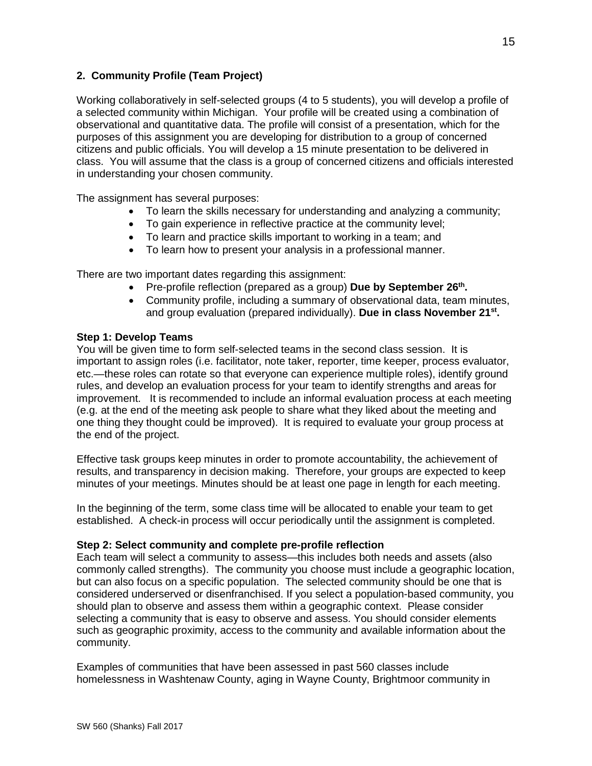### 2. Community Profile (Team Project)

Working collaboratively in self-selected groups (4 to 5 students), you will develop a profile of a selected community within Michigan. Your profile will be created using a combination of observational and quantitative data. The profile will consist of a presentation, which for the purposes of this assignment you are developing for distribution to a group of concerned citizens and public officials. You will develop a 15 minute presentation to be delivered in class. You will assume that the class is a group of concerned citizens and officials interested in understanding your chosen community.

The assignment has several purposes:

- To learn the skills necessary for understanding and analyzing a community;
- To gain experience in reflective practice at the community level;
- To learn and practice skills important to working in a team; and
- To learn how to present your analysis in a professional manner.

There are two important dates regarding this assignment:

- Pre-profile reflection (prepared as a group) **Due by September 26th.**
- Community profile, including a summary of observational data, team minutes, and group evaluation (prepared individually). **Due in class November 21st.**

**Step 1: Develop Teams**

You will be given time to form self-selected teams in the second class session. It is important to assign roles (i.e. facilitator, note taker, reporter, time keeper, process evaluator, etc.—these roles can rotate so that everyone can experience multiple roles), identify ground rules, and develop an evaluation process for your team to identify strengths and areas for improvement. It is recommended to include an informal evaluation process at each meeting (e.g. at the end of the meeting ask people to share what they liked about the meeting and one thing they thought could be improved). It is required to evaluate your group process at the end of the project.

Effective task groups keep minutes in order to promote accountability, the achievement of results, and transparency in decision making. Therefore, your groups are expected to keep minutes of your meetings. Minutes should be at least one page in length for each meeting.

In the beginning of the term, some class time will be allocated to enable your team to get established. A check-in process will occur periodically until the assignment is completed.

**Step 2: Select community and complete pre-profile reflection**

Each team will select a community to assess—this includes both needs and assets (also commonly called strengths). The community you choose must include a geographic location, but can also focus on a specific population. The selected community should be one that is considered underserved or disenfranchised. If you select a population-based community, you should plan to observe and assess them within a geographic context. Please consider selecting a community that is easy to observe and assess. You should consider elements such as geographic proximity, access to the community and available information about the community.

Examples of communities that have been assessed in past 560 classes include homelessness in Washtenaw County, aging in Wayne County, Brightmoor community in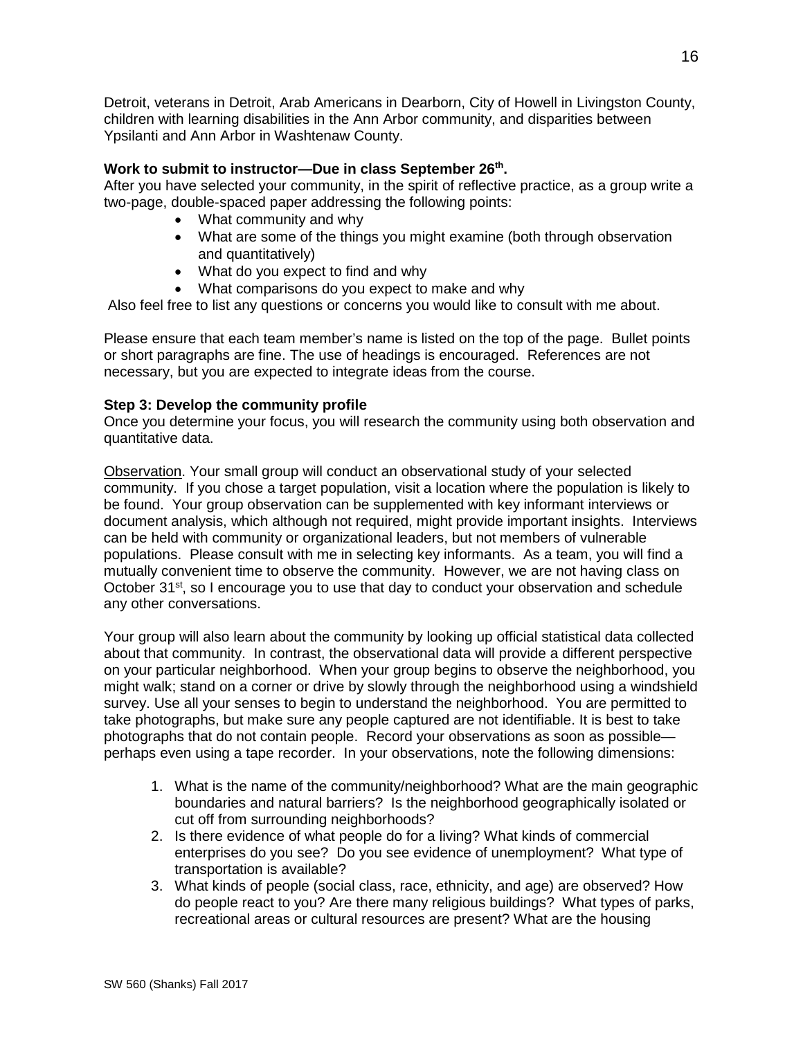Detroit, veterans in Detroit, Arab Americans in Dearborn, City of Howell in Livingston County, children with learning disabilities in the Ann Arbor community, and disparities between Ypsilanti and Ann Arbor in Washtenaw County.

**Work to submit to instructor—Due in class September 26th.**

After you have selected your community, in the spirit of reflective practice, as a group write a two-page, double-spaced paper addressing the following points:

- What community and why
- What are some of the things you might examine (both through observation and quantitatively)
- What do you expect to find and why
- What comparisons do you expect to make and why

Also feel free to list any questions or concerns you would like to consult with me about.

Please ensure that each team member's name is listed on the top of the page. Bullet points or short paragraphs are fine. The use of headings is encouraged. References are not necessary, but you are expected to integrate ideas from the course.

**Step 3: Develop the community profile**

Once you determine your focus, you will research the community using both observation and quantitative data.

Observation. Your small group will conduct an observational study of your selected community. If you chose a target population, visit a location where the population is likely to be found. Your group observation can be supplemented with key informant interviews or document analysis, which although not required, might provide important insights. Interviews can be held with community or organizational leaders, but not members of vulnerable populations. Please consult with me in selecting key informants. As a team, you will find a mutually convenient time to observe the community. However, we are not having class on October 31st, so I encourage you to use that day to conduct your observation and schedule any other conversations.

Your group will also learn about the community by looking up official statistical data collected about that community. In contrast, the observational data will provide a different perspective on your particular neighborhood. When your group begins to observe the neighborhood, you might walk; stand on a corner or drive by slowly through the neighborhood using a windshield survey. Use all your senses to begin to understand the neighborhood. You are permitted to take photographs, but make sure any people captured are not identifiable. It is best to take photographs that do not contain people. Record your observations as soon as possible—perhaps even using a tape recorder. In your observations, note the following dimensions:

1. What is the name of the community/neighborhood? What are the main geographic boundaries and natural barriers? Is the neighborhood geographically isolated or cut off from surrounding neighborhoods?
2. Is there evidence of what people do for a living? What kinds of commercial enterprises do you see? Do you see evidence of unemployment? What type of transportation is available?
3. What kinds of people (social class, race, ethnicity, and age) are observed? How do people react to you? Are there many religious buildings? What types of parks, recreational areas or cultural resources are present? What are the housing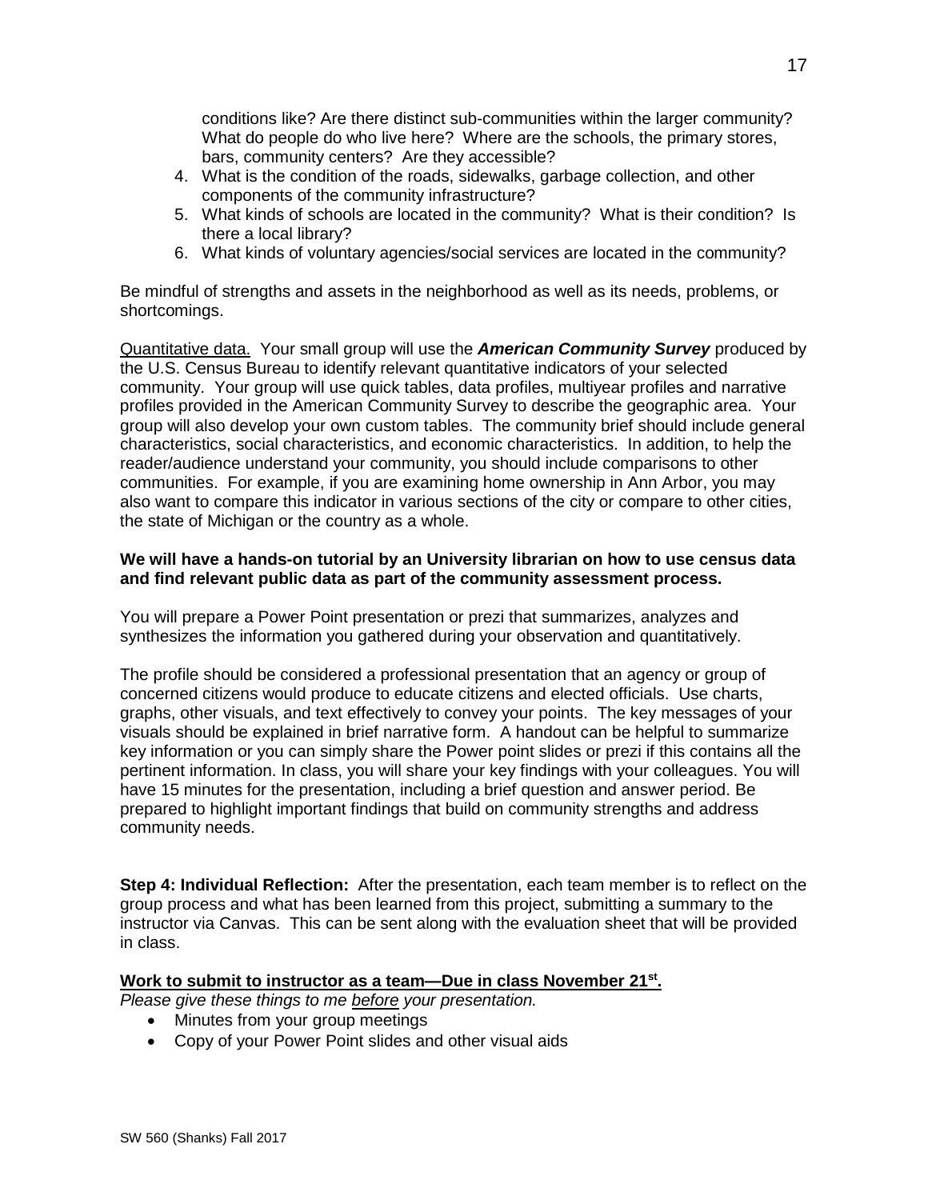conditions like? Are there distinct sub-communities within the larger community? What do people do who live here? Where are the schools, the primary stores, bars, community centers? Are they accessible?

4. What is the condition of the roads, sidewalks, garbage collection, and other components of the community infrastructure?
5. What kinds of schools are located in the community? What is their condition? Is there a local library?
6. What kinds of voluntary agencies/social services are located in the community?

Be mindful of strengths and assets in the neighborhood as well as its needs, problems, or shortcomings.

Quantitative data. Your small group will use the ***American Community Survey*** produced by the U.S. Census Bureau to identify relevant quantitative indicators of your selected community. Your group will use quick tables, data profiles, multiyear profiles and narrative profiles provided in the American Community Survey to describe the geographic area. Your group will also develop your own custom tables. The community brief should include general characteristics, social characteristics, and economic characteristics. In addition, to help the reader/audience understand your community, you should include comparisons to other communities. For example, if you are examining home ownership in Ann Arbor, you may also want to compare this indicator in various sections of the city or compare to other cities, the state of Michigan or the country as a whole.

**We will have a hands-on tutorial by an University librarian on how to use census data and find relevant public data as part of the community assessment process.**

You will prepare a Power Point presentation or prezi that summarizes, analyzes and synthesizes the information you gathered during your observation and quantitatively.

The profile should be considered a professional presentation that an agency or group of concerned citizens would produce to educate citizens and elected officials. Use charts, graphs, other visuals, and text effectively to convey your points. The key messages of your visuals should be explained in brief narrative form. A handout can be helpful to summarize key information or you can simply share the Power point slides or prezi if this contains all the pertinent information. In class, you will share your key findings with your colleagues. You will have 15 minutes for the presentation, including a brief question and answer period. Be prepared to highlight important findings that build on community strengths and address community needs.

**Step 4: Individual Reflection:** After the presentation, each team member is to reflect on the group process and what has been learned from this project, submitting a summary to the instructor via Canvas. This can be sent along with the evaluation sheet that will be provided in class.

**Work to submit to instructor as a team—Due in class November 21st.**

*Please give these things to me before your presentation.*

- Minutes from your group meetings
- Copy of your Power Point slides and other visual aids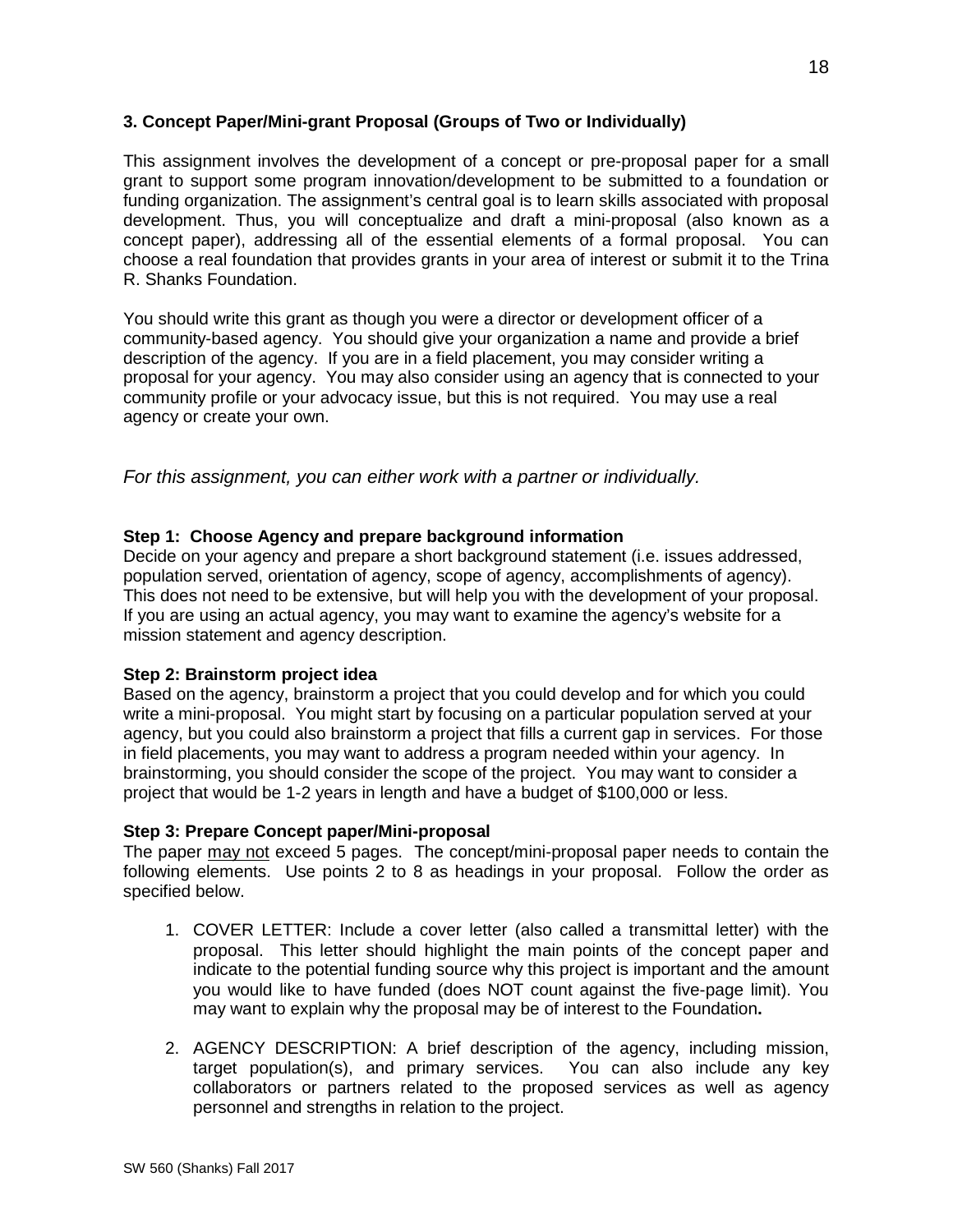### 3. Concept Paper/Mini-grant Proposal (Groups of Two or Individually)

This assignment involves the development of a concept or pre-proposal paper for a small grant to support some program innovation/development to be submitted to a foundation or funding organization. The assignment's central goal is to learn skills associated with proposal development. Thus, you will conceptualize and draft a mini-proposal (also known as a concept paper), addressing all of the essential elements of a formal proposal. You can choose a real foundation that provides grants in your area of interest or submit it to the Trina R. Shanks Foundation.

You should write this grant as though you were a director or development officer of a community-based agency. You should give your organization a name and provide a brief description of the agency. If you are in a field placement, you may consider writing a proposal for your agency. You may also consider using an agency that is connected to your community profile or your advocacy issue, but this is not required. You may use a real agency or create your own.

*For this assignment, you can either work with a partner or individually.*

**Step 1: Choose Agency and prepare background information**
Decide on your agency and prepare a short background statement (i.e. issues addressed, population served, orientation of agency, scope of agency, accomplishments of agency). This does not need to be extensive, but will help you with the development of your proposal. If you are using an actual agency, you may want to examine the agency's website for a mission statement and agency description.

**Step 2: Brainstorm project idea**
Based on the agency, brainstorm a project that you could develop and for which you could write a mini-proposal. You might start by focusing on a particular population served at your agency, but you could also brainstorm a project that fills a current gap in services. For those in field placements, you may want to address a program needed within your agency. In brainstorming, you should consider the scope of the project. You may want to consider a project that would be 1-2 years in length and have a budget of $100,000 or less.

**Step 3: Prepare Concept paper/Mini-proposal**
The paper <u>may not</u> exceed 5 pages. The concept/mini-proposal paper needs to contain the following elements. Use points 2 to 8 as headings in your proposal. Follow the order as specified below.

1. COVER LETTER: Include a cover letter (also called a transmittal letter) with the proposal. This letter should highlight the main points of the concept paper and indicate to the potential funding source why this project is important and the amount you would like to have funded (does NOT count against the five-page limit). You may want to explain why the proposal may be of interest to the Foundation**.**
2. AGENCY DESCRIPTION: A brief description of the agency, including mission, target population(s), and primary services. You can also include any key collaborators or partners related to the proposed services as well as agency personnel and strengths in relation to the project.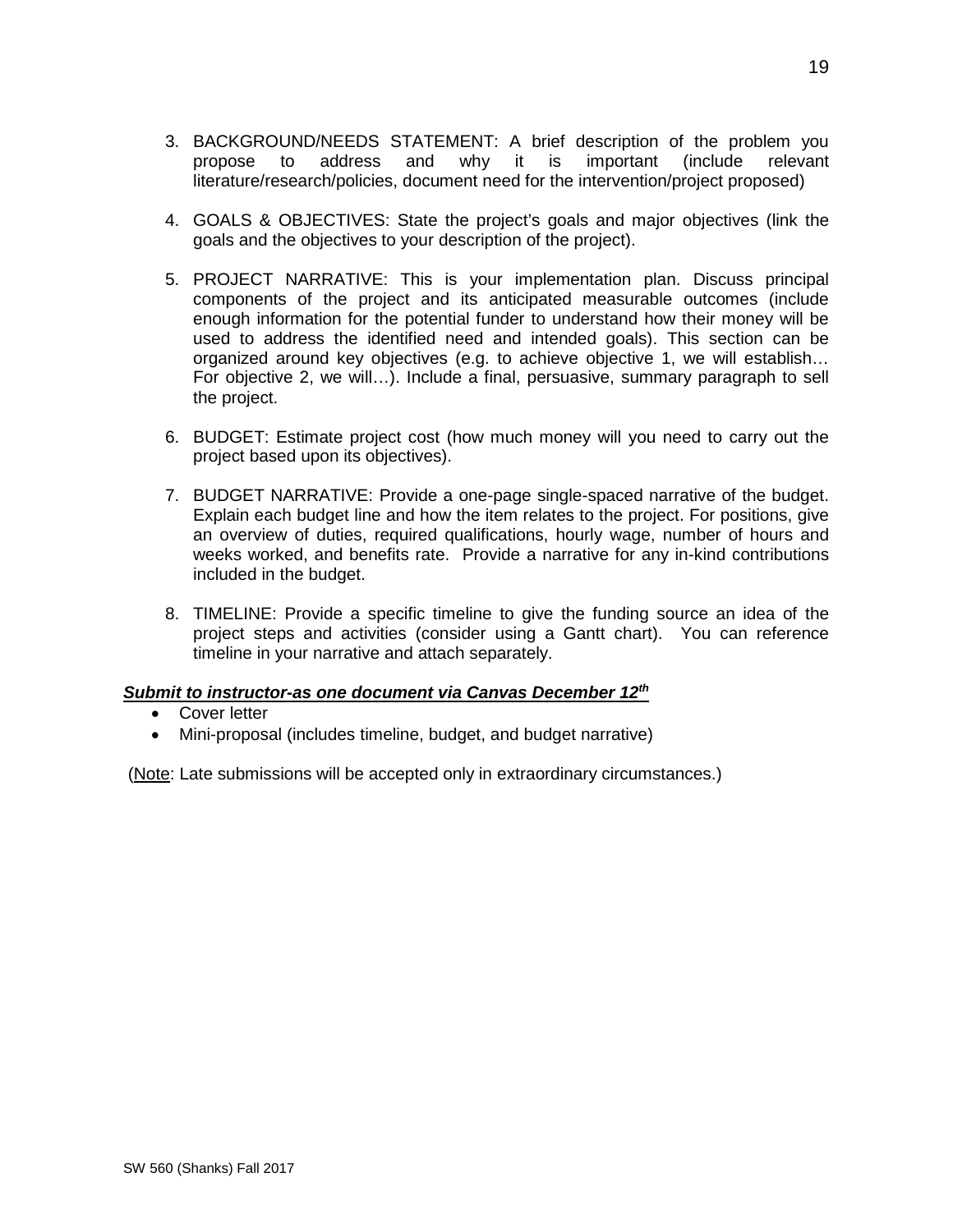3. BACKGROUND/NEEDS STATEMENT: A brief description of the problem you propose to address and why it is important (include relevant literature/research/policies, document need for the intervention/project proposed)

4. GOALS & OBJECTIVES: State the project's goals and major objectives (link the goals and the objectives to your description of the project).

5. PROJECT NARRATIVE: This is your implementation plan. Discuss principal components of the project and its anticipated measurable outcomes (include enough information for the potential funder to understand how their money will be used to address the identified need and intended goals). This section can be organized around key objectives (e.g. to achieve objective 1, we will establish… For objective 2, we will…). Include a final, persuasive, summary paragraph to sell the project.

6. BUDGET: Estimate project cost (how much money will you need to carry out the project based upon its objectives).

7. BUDGET NARRATIVE: Provide a one-page single-spaced narrative of the budget. Explain each budget line and how the item relates to the project. For positions, give an overview of duties, required qualifications, hourly wage, number of hours and weeks worked, and benefits rate. Provide a narrative for any in-kind contributions included in the budget.

8. TIMELINE: Provide a specific timeline to give the funding source an idea of the project steps and activities (consider using a Gantt chart). You can reference timeline in your narrative and attach separately.

***Submit to instructor-as one document via Canvas December 12th***

- Cover letter
- Mini-proposal (includes timeline, budget, and budget narrative)

(Note: Late submissions will be accepted only in extraordinary circumstances.)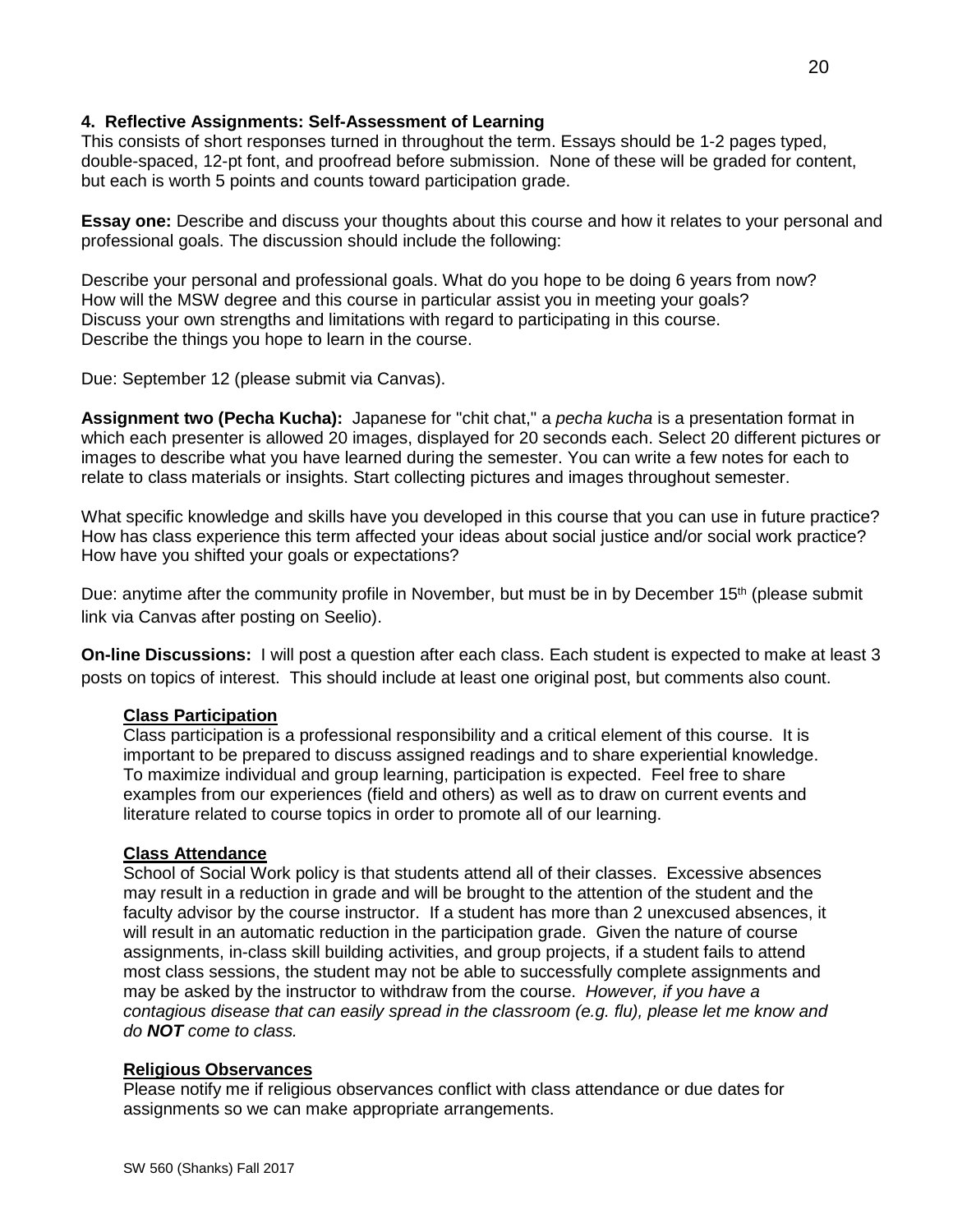**4. Reflective Assignments: Self-Assessment of Learning**

This consists of short responses turned in throughout the term. Essays should be 1-2 pages typed, double-spaced, 12-pt font, and proofread before submission. None of these will be graded for content, but each is worth 5 points and counts toward participation grade.

**Essay one:** Describe and discuss your thoughts about this course and how it relates to your personal and professional goals. The discussion should include the following:

Describe your personal and professional goals. What do you hope to be doing 6 years from now?
How will the MSW degree and this course in particular assist you in meeting your goals?
Discuss your own strengths and limitations with regard to participating in this course.
Describe the things you hope to learn in the course.

Due: September 12 (please submit via Canvas).

**Assignment two (Pecha Kucha):** Japanese for "chit chat," a *pecha kucha* is a presentation format in which each presenter is allowed 20 images, displayed for 20 seconds each. Select 20 different pictures or images to describe what you have learned during the semester. You can write a few notes for each to relate to class materials or insights. Start collecting pictures and images throughout semester.

What specific knowledge and skills have you developed in this course that you can use in future practice? How has class experience this term affected your ideas about social justice and/or social work practice? How have you shifted your goals or expectations?

Due: anytime after the community profile in November, but must be in by December 15th (please submit link via Canvas after posting on Seelio).

**On-line Discussions:** I will post a question after each class. Each student is expected to make at least 3 posts on topics of interest. This should include at least one original post, but comments also count.

**Class Participation**

Class participation is a professional responsibility and a critical element of this course. It is important to be prepared to discuss assigned readings and to share experiential knowledge. To maximize individual and group learning, participation is expected. Feel free to share examples from our experiences (field and others) as well as to draw on current events and literature related to course topics in order to promote all of our learning.

**Class Attendance**

School of Social Work policy is that students attend all of their classes. Excessive absences may result in a reduction in grade and will be brought to the attention of the student and the faculty advisor by the course instructor. If a student has more than 2 unexcused absences, it will result in an automatic reduction in the participation grade. Given the nature of course assignments, in-class skill building activities, and group projects, if a student fails to attend most class sessions, the student may not be able to successfully complete assignments and may be asked by the instructor to withdraw from the course. *However, if you have a contagious disease that can easily spread in the classroom (e.g. flu), please let me know and do **NOT** come to class.*

**Religious Observances**

Please notify me if religious observances conflict with class attendance or due dates for assignments so we can make appropriate arrangements.